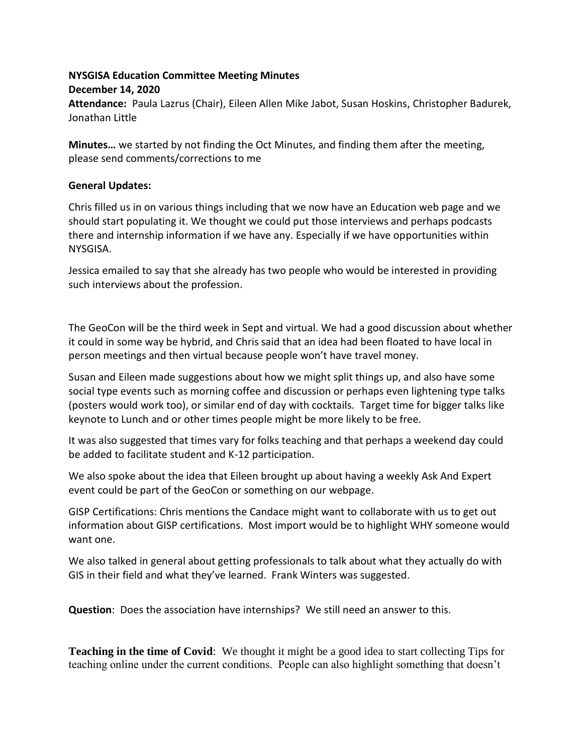**NYSGISA Education Committee Meeting Minutes**

**December 14, 2020**

**Attendance:** Paula Lazrus (Chair), Eileen Allen Mike Jabot, Susan Hoskins, Christopher Badurek, Jonathan Little

**Minutes…** we started by not finding the Oct Minutes, and finding them after the meeting, please send comments/corrections to me

**General Updates:**

Chris filled us in on various things including that we now have an Education web page and we should start populating it. We thought we could put those interviews and perhaps podcasts there and internship information if we have any. Especially if we have opportunities within NYSGISA.

Jessica emailed to say that she already has two people who would be interested in providing such interviews about the profession.

The GeoCon will be the third week in Sept and virtual. We had a good discussion about whether it could in some way be hybrid, and Chris said that an idea had been floated to have local in person meetings and then virtual because people won't have travel money.

Susan and Eileen made suggestions about how we might split things up, and also have some social type events such as morning coffee and discussion or perhaps even lightening type talks (posters would work too), or similar end of day with cocktails. Target time for bigger talks like keynote to Lunch and or other times people might be more likely to be free.

It was also suggested that times vary for folks teaching and that perhaps a weekend day could be added to facilitate student and K-12 participation.

We also spoke about the idea that Eileen brought up about having a weekly Ask And Expert event could be part of the GeoCon or something on our webpage.

GISP Certifications: Chris mentions the Candace might want to collaborate with us to get out information about GISP certifications. Most import would be to highlight WHY someone would want one.

We also talked in general about getting professionals to talk about what they actually do with GIS in their field and what they've learned. Frank Winters was suggested.

**Question**: Does the association have internships? We still need an answer to this.

**Teaching in the time of Covid**: We thought it might be a good idea to start collecting Tips for teaching online under the current conditions. People can also highlight something that doesn't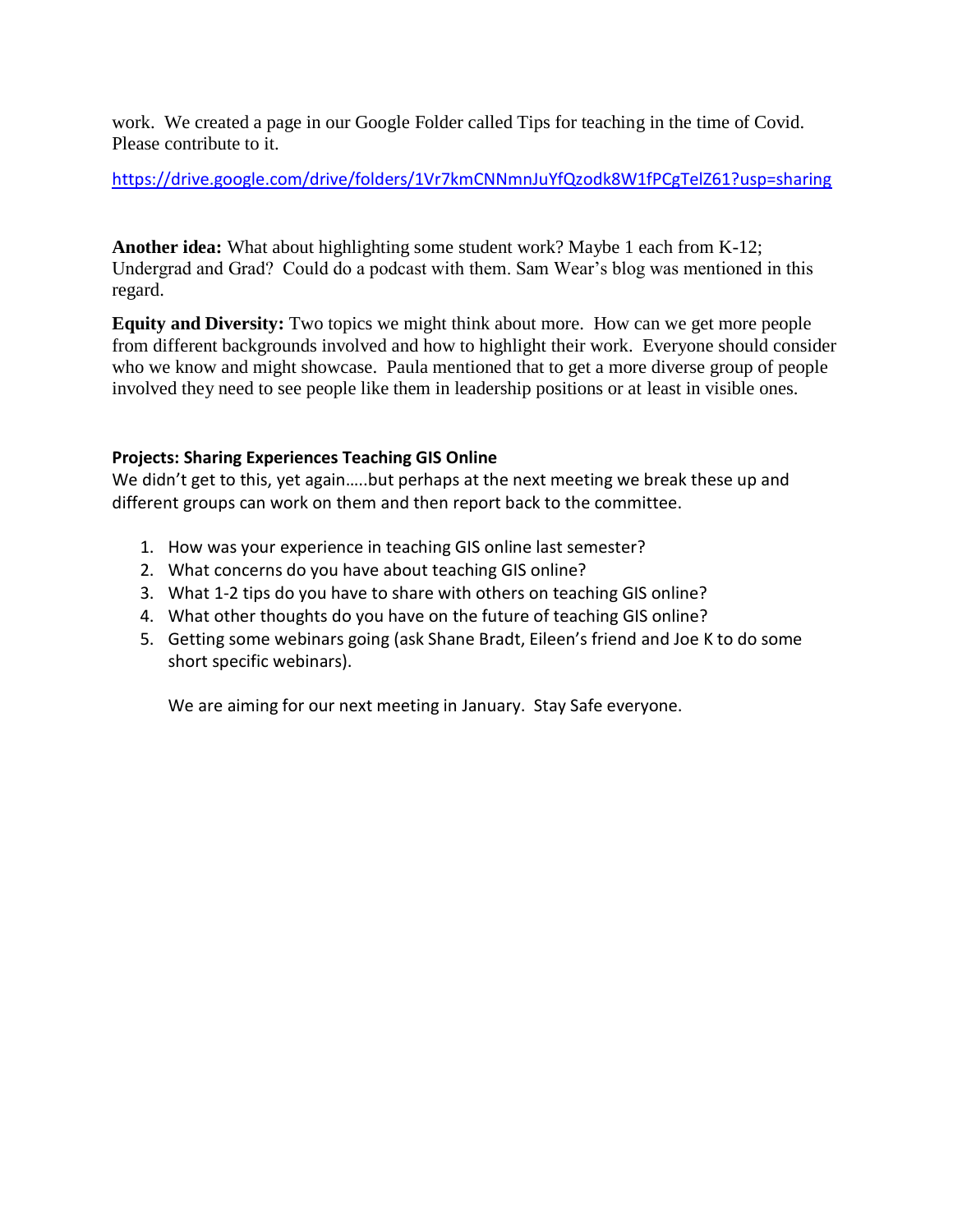work.  We created a page in our Google Folder called Tips for teaching in the time of Covid. Please contribute to it.

https://drive.google.com/drive/folders/1Vr7kmCNNmnJuYfQzodk8W1fPCgTelZ61?usp=sharing

**Another idea:** What about highlighting some student work? Maybe 1 each from K-12; Undergrad and Grad?  Could do a podcast with them. Sam Wear's blog was mentioned in this regard.

**Equity and Diversity:** Two topics we might think about more.  How can we get more people from different backgrounds involved and how to highlight their work.  Everyone should consider who we know and might showcase.  Paula mentioned that to get a more diverse group of people involved they need to see people like them in leadership positions or at least in visible ones.

**Projects: Sharing Experiences Teaching GIS Online**

We didn't get to this, yet again…..but perhaps at the next meeting we break these up and different groups can work on them and then report back to the committee.

1. How was your experience in teaching GIS online last semester?
2. What concerns do you have about teaching GIS online?
3. What 1-2 tips do you have to share with others on teaching GIS online?
4. What other thoughts do you have on the future of teaching GIS online?
5. Getting some webinars going (ask Shane Bradt, Eileen's friend and Joe K to do some short specific webinars).

   We are aiming for our next meeting in January.  Stay Safe everyone.